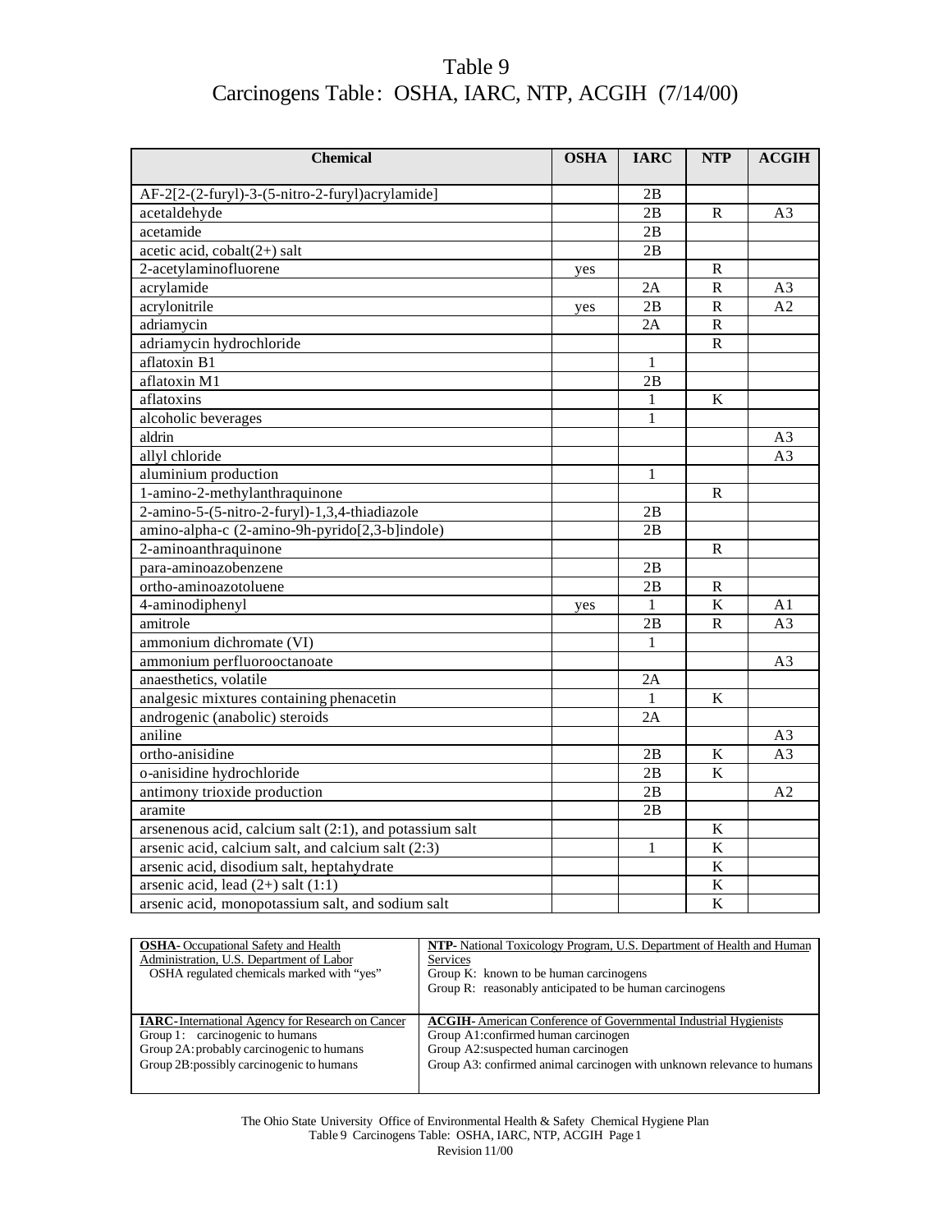# Table 9
## Carcinogens Table: OSHA, IARC, NTP, ACGIH (7/14/00)

| Chemical | OSHA | IARC | NTP | ACGIH |
|---|---|---|---|---|
| AF-2[2-(2-furyl)-3-(5-nitro-2-furyl)acrylamide] | | 2B | | |
| acetaldehyde | | 2B | R | A3 |
| acetamide | | 2B | | |
| acetic acid, cobalt(2+) salt | | 2B | | |
| 2-acetylaminofluorene | yes | | R | |
| acrylamide | | 2A | R | A3 |
| acrylonitrile | yes | 2B | R | A2 |
| adriamycin | | 2A | R | |
| adriamycin hydrochloride | | | R | |
| aflatoxin B1 | | 1 | | |
| aflatoxin M1 | | 2B | | |
| aflatoxins | | 1 | K | |
| alcoholic beverages | | 1 | | |
| aldrin | | | | A3 |
| allyl chloride | | | | A3 |
| aluminium production | | 1 | | |
| 1-amino-2-methylanthraquinone | | | R | |
| 2-amino-5-(5-nitro-2-furyl)-1,3,4-thiadiazole | | 2B | | |
| amino-alpha-c (2-amino-9h-pyrido[2,3-b]indole) | | 2B | | |
| 2-aminoanthraquinone | | | R | |
| para-aminoazobenzene | | 2B | | |
| ortho-aminoazotoluene | | 2B | R | |
| 4-aminodiphenyl | yes | 1 | K | A1 |
| amitrole | | 2B | R | A3 |
| ammonium dichromate (VI) | | 1 | | |
| ammonium perfluorooctanoate | | | | A3 |
| anaesthetics, volatile | | 2A | | |
| analgesic mixtures containing phenacetin | | 1 | K | |
| androgenic (anabolic) steroids | | 2A | | |
| aniline | | | | A3 |
| ortho-anisidine | | 2B | K | A3 |
| o-anisidine hydrochloride | | 2B | K | |
| antimony trioxide production | | 2B | | A2 |
| aramite | | 2B | | |
| arsenenous acid, calcium salt (2:1), and potassium salt | | | K | |
| arsenic acid, calcium salt, and calcium salt (2:3) | | 1 | K | |
| arsenic acid, disodium salt, heptahydrate | | | K | |
| arsenic acid, lead (2+) salt (1:1) | | | K | |
| arsenic acid, monopotassium salt, and sodium salt | | | K | |

| | |
|---|---|
| **OSHA**- Occupational Safety and Health Administration, U.S. Department of Labor<br>OSHA regulated chemicals marked with "yes" | **NTP**- National Toxicology Program, U.S. Department of Health and Human Services<br>Group K: known to be human carcinogens<br>Group R: reasonably anticipated to be human carcinogens |
| **IARC**-International Agency for Research on Cancer<br>Group 1: carcinogenic to humans<br>Group 2A: probably carcinogenic to humans<br>Group 2B: possibly carcinogenic to humans | **ACGIH**- American Conference of Governmental Industrial Hygienists<br>Group A1: confirmed human carcinogen<br>Group A2: suspected human carcinogen<br>Group A3: confirmed animal carcinogen with unknown relevance to humans |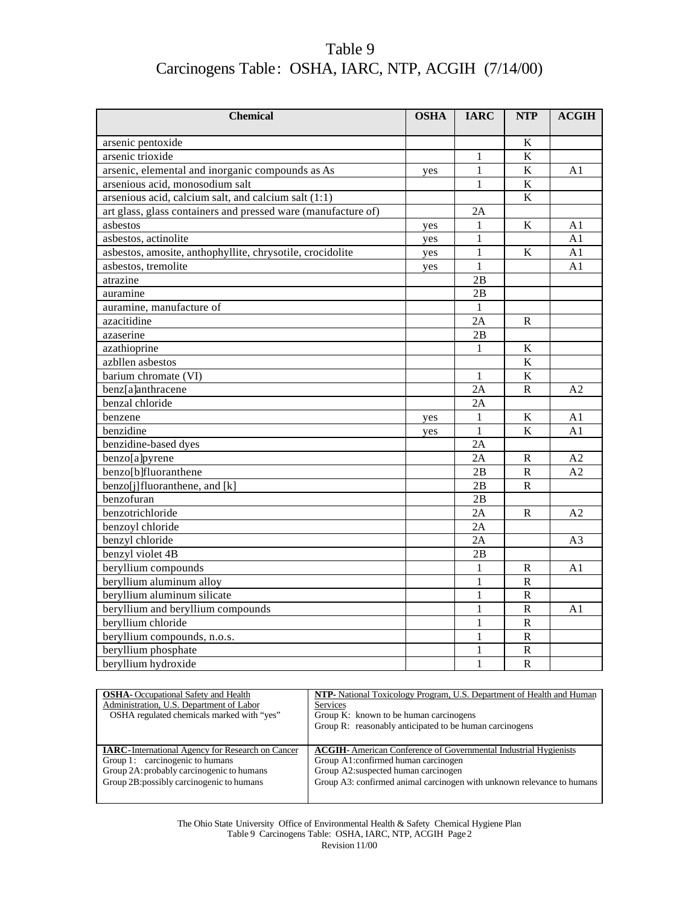# Table 9
# Carcinogens Table: OSHA, IARC, NTP, ACGIH (7/14/00)

| Chemical | OSHA | IARC | NTP | ACGIH |
|---|---|---|---|---|
| arsenic pentoxide | | | K | |
| arsenic trioxide | | 1 | K | |
| arsenic, elemental and inorganic compounds as As | yes | 1 | K | A1 |
| arsenious acid, monosodium salt | | 1 | K | |
| arsenious acid, calcium salt, and calcium salt (1:1) | | | K | |
| art glass, glass containers and pressed ware (manufacture of) | | 2A | | |
| asbestos | yes | 1 | K | A1 |
| asbestos, actinolite | yes | 1 | | A1 |
| asbestos, amosite, anthophyllite, chrysotile, crocidolite | yes | 1 | K | A1 |
| asbestos, tremolite | yes | 1 | | A1 |
| atrazine | | 2B | | |
| auramine | | 2B | | |
| auramine, manufacture of | | 1 | | |
| azacitidine | | 2A | R | |
| azaserine | | 2B | | |
| azathioprine | | 1 | K | |
| azbllen asbestos | | | K | |
| barium chromate (VI) | | 1 | K | |
| benz[a]anthracene | | 2A | R | A2 |
| benzal chloride | | 2A | | |
| benzene | yes | 1 | K | A1 |
| benzidine | yes | 1 | K | A1 |
| benzidine-based dyes | | 2A | | |
| benzo[a]pyrene | | 2A | R | A2 |
| benzo[b]fluoranthene | | 2B | R | A2 |
| benzo[j]fluoranthene, and [k] | | 2B | R | |
| benzofuran | | 2B | | |
| benzotrichloride | | 2A | R | A2 |
| benzoyl chloride | | 2A | | |
| benzyl chloride | | 2A | | A3 |
| benzyl violet 4B | | 2B | | |
| beryllium compounds | | 1 | R | A1 |
| beryllium aluminum alloy | | 1 | R | |
| beryllium aluminum silicate | | 1 | R | |
| beryllium and beryllium compounds | | 1 | R | A1 |
| beryllium chloride | | 1 | R | |
| beryllium compounds, n.o.s. | | 1 | R | |
| beryllium phosphate | | 1 | R | |
| beryllium hydroxide | | 1 | R | |

| | |
|---|---|
| **OSHA**- Occupational Safety and Health Administration, U.S. Department of Labor<br>OSHA regulated chemicals marked with "yes" | **NTP**- National Toxicology Program, U.S. Department of Health and Human Services<br>Group K: known to be human carcinogens<br>Group R: reasonably anticipated to be human carcinogens |
| **IARC**-International Agency for Research on Cancer<br>Group 1: carcinogenic to humans<br>Group 2A: probably carcinogenic to humans<br>Group 2B: possibly carcinogenic to humans | **ACGIH**- American Conference of Governmental Industrial Hygienists<br>Group A1: confirmed human carcinogen<br>Group A2: suspected human carcinogen<br>Group A3: confirmed animal carcinogen with unknown relevance to humans |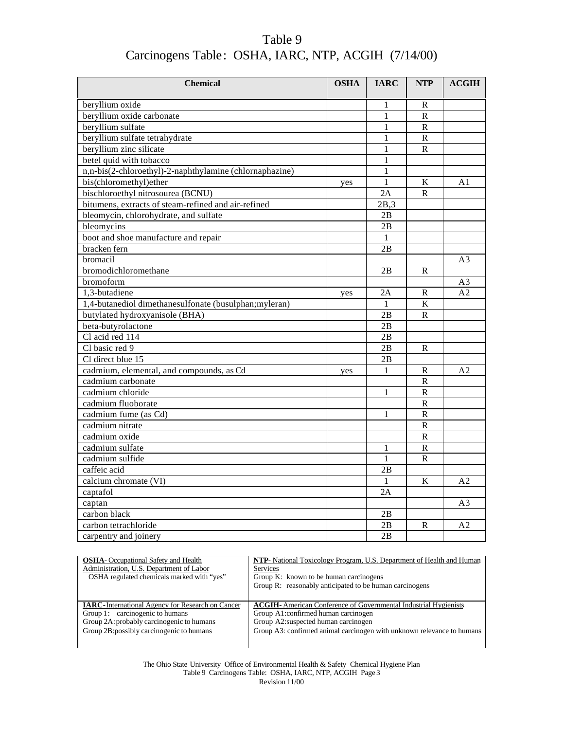# Table 9
## Carcinogens Table: OSHA, IARC, NTP, ACGIH (7/14/00)

| Chemical | OSHA | IARC | NTP | ACGIH |
|---|---|---|---|---|
| beryllium oxide | | 1 | R | |
| beryllium oxide carbonate | | 1 | R | |
| beryllium sulfate | | 1 | R | |
| beryllium sulfate tetrahydrate | | 1 | R | |
| beryllium zinc silicate | | 1 | R | |
| betel quid with tobacco | | 1 | | |
| n,n-bis(2-chloroethyl)-2-naphthylamine (chlornaphazine) | | 1 | | |
| bis(chloromethyl)ether | yes | 1 | K | A1 |
| bischloroethyl nitrosourea (BCNU) | | 2A | R | |
| bitumens, extracts of steam-refined and air-refined | | 2B,3 | | |
| bleomycin, chlorohydrate, and sulfate | | 2B | | |
| bleomycins | | 2B | | |
| boot and shoe manufacture and repair | | 1 | | |
| bracken fern | | 2B | | |
| bromacil | | | | A3 |
| bromodichloromethane | | 2B | R | |
| bromoform | | | | A3 |
| 1,3-butadiene | yes | 2A | R | A2 |
| 1,4-butanediol dimethanesulfonate (busulphan;myleran) | | 1 | K | |
| butylated hydroxyanisole (BHA) | | 2B | R | |
| beta-butyrolactone | | 2B | | |
| Cl acid red 114 | | 2B | | |
| Cl basic red 9 | | 2B | R | |
| Cl direct blue 15 | | 2B | | |
| cadmium, elemental, and compounds, as Cd | yes | 1 | R | A2 |
| cadmium carbonate | | | R | |
| cadmium chloride | | 1 | R | |
| cadmium fluoborate | | | R | |
| cadmium fume (as Cd) | | 1 | R | |
| cadmium nitrate | | | R | |
| cadmium oxide | | | R | |
| cadmium sulfate | | 1 | R | |
| cadmium sulfide | | 1 | R | |
| caffeic acid | | 2B | | |
| calcium chromate (VI) | | 1 | K | A2 |
| captafol | | 2A | | |
| captan | | | | A3 |
| carbon black | | 2B | | |
| carbon tetrachloride | | 2B | R | A2 |
| carpentry and joinery | | 2B | | |

| | |
|---|---|
| **OSHA**- Occupational Safety and Health Administration, U.S. Department of Labor<br>OSHA regulated chemicals marked with "yes" | **NTP**- National Toxicology Program, U.S. Department of Health and Human Services<br>Group K: known to be human carcinogens<br>Group R: reasonably anticipated to be human carcinogens |
| **IARC**-International Agency for Research on Cancer<br>Group 1: carcinogenic to humans<br>Group 2A: probably carcinogenic to humans<br>Group 2B: possibly carcinogenic to humans | **ACGIH**- American Conference of Governmental Industrial Hygienists<br>Group A1: confirmed human carcinogen<br>Group A2: suspected human carcinogen<br>Group A3: confirmed animal carcinogen with unknown relevance to humans |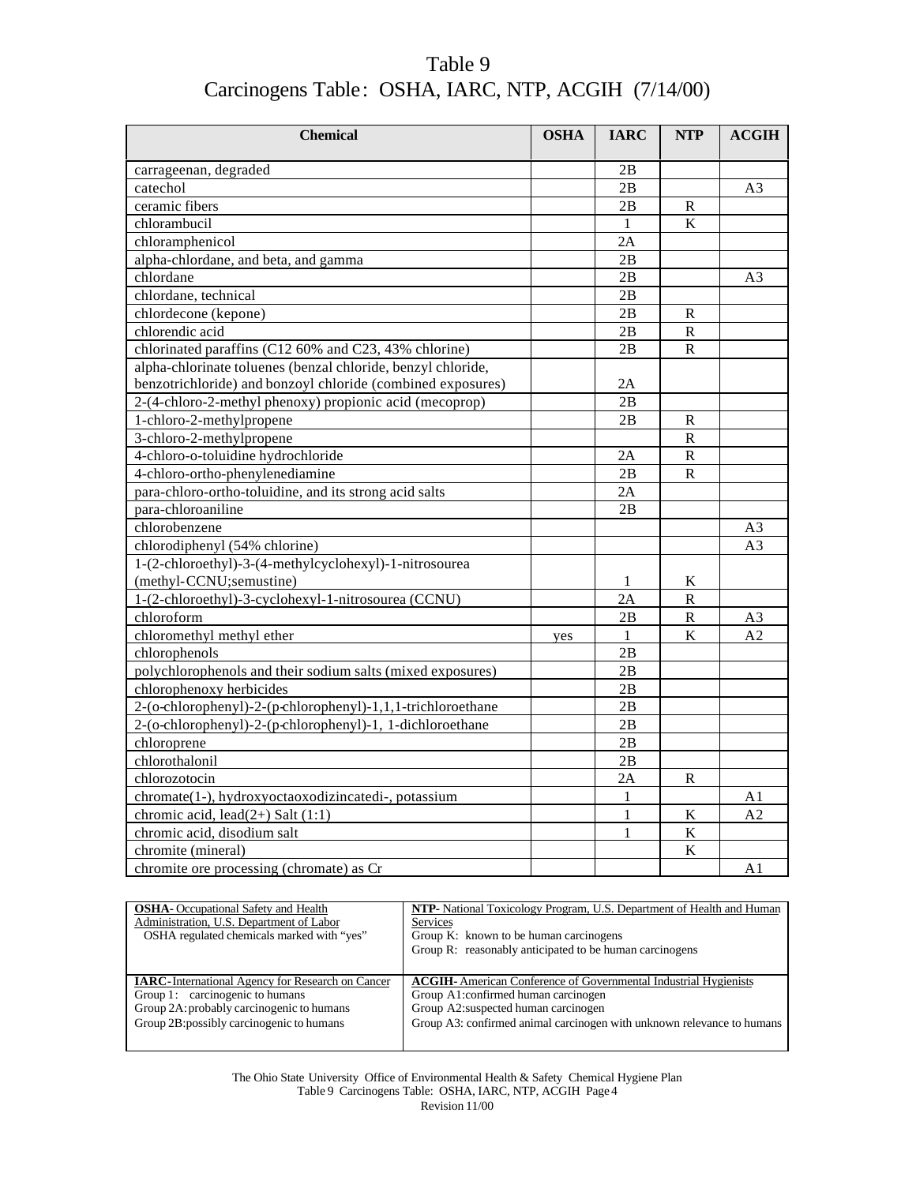# Table 9
## Carcinogens Table: OSHA, IARC, NTP, ACGIH (7/14/00)

| Chemical | OSHA | IARC | NTP | ACGIH |
|---|---|---|---|---|
| carrageenan, degraded | | 2B | | |
| catechol | | 2B | | A3 |
| ceramic fibers | | 2B | R | |
| chlorambucil | | 1 | K | |
| chloramphenicol | | 2A | | |
| alpha-chlordane, and beta, and gamma | | 2B | | |
| chlordane | | 2B | | A3 |
| chlordane, technical | | 2B | | |
| chlordecone (kepone) | | 2B | R | |
| chlorendic acid | | 2B | R | |
| chlorinated paraffins (C12 60% and C23, 43% chlorine) | | 2B | R | |
| alpha-chlorinate toluenes (benzal chloride, benzyl chloride, benzotrichloride) and bonzoyl chloride (combined exposures) | | 2A | | |
| 2-(4-chloro-2-methyl phenoxy) propionic acid (mecoprop) | | 2B | | |
| 1-chloro-2-methylpropene | | 2B | R | |
| 3-chloro-2-methylpropene | | | R | |
| 4-chloro-o-toluidine hydrochloride | | 2A | R | |
| 4-chloro-ortho-phenylenediamine | | 2B | R | |
| para-chloro-ortho-toluidine, and its strong acid salts | | 2A | | |
| para-chloroaniline | | 2B | | |
| chlorobenzene | | | | A3 |
| chlorodiphenyl (54% chlorine) | | | | A3 |
| 1-(2-chloroethyl)-3-(4-methylcyclohexyl)-1-nitrosourea (methyl-CCNU;semustine) | | 1 | K | |
| 1-(2-chloroethyl)-3-cyclohexyl-1-nitrosourea (CCNU) | | 2A | R | |
| chloroform | | 2B | R | A3 |
| chloromethyl methyl ether | yes | 1 | K | A2 |
| chlorophenols | | 2B | | |
| polychlorophenols and their sodium salts (mixed exposures) | | 2B | | |
| chlorophenoxy herbicides | | 2B | | |
| 2-(o-chlorophenyl)-2-(p-chlorophenyl)-1,1,1-trichloroethane | | 2B | | |
| 2-(o-chlorophenyl)-2-(p-chlorophenyl)-1, 1-dichloroethane | | 2B | | |
| chloroprene | | 2B | | |
| chlorothalonil | | 2B | | |
| chlorozotocin | | 2A | R | |
| chromate(1-), hydroxyoctaoxodizincatedi-, potassium | | 1 | | A1 |
| chromic acid, lead(2+) Salt (1:1) | | 1 | K | A2 |
| chromic acid, disodium salt | | 1 | K | |
| chromite (mineral) | | | K | |
| chromite ore processing (chromate) as Cr | | | | A1 |

| | |
|---|---|
| **OSHA**- Occupational Safety and Health Administration, U.S. Department of Labor<br>OSHA regulated chemicals marked with "yes" | **NTP**- National Toxicology Program, U.S. Department of Health and Human Services<br>Group K: known to be human carcinogens<br>Group R: reasonably anticipated to be human carcinogens |
| **IARC**-International Agency for Research on Cancer<br>Group 1: carcinogenic to humans<br>Group 2A: probably carcinogenic to humans<br>Group 2B: possibly carcinogenic to humans | **ACGIH**- American Conference of Governmental Industrial Hygienists<br>Group A1: confirmed human carcinogen<br>Group A2: suspected human carcinogen<br>Group A3: confirmed animal carcinogen with unknown relevance to humans |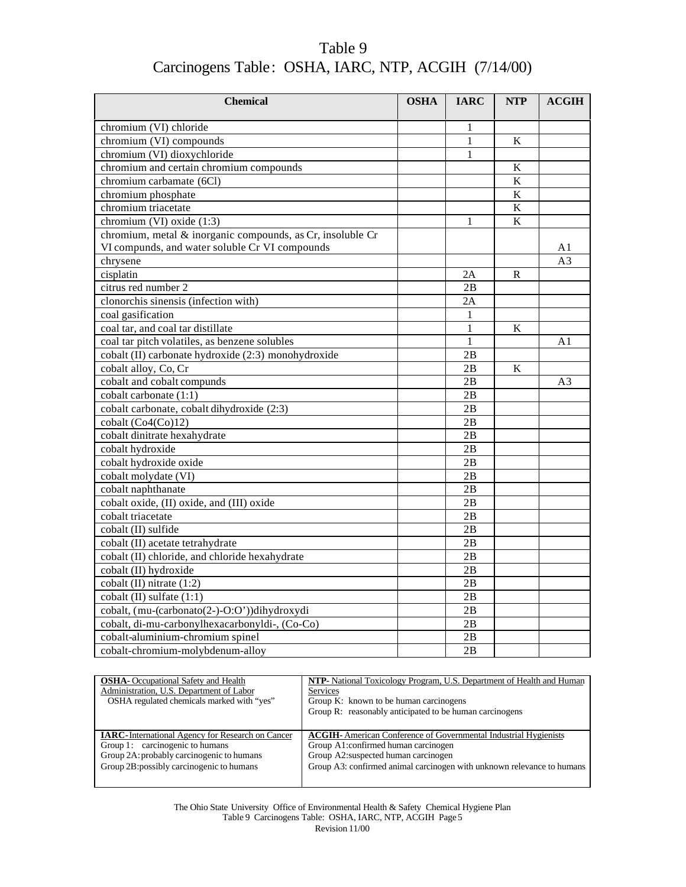# Table 9
## Carcinogens Table: OSHA, IARC, NTP, ACGIH (7/14/00)

| Chemical | OSHA | IARC | NTP | ACGIH |
|---|---|---|---|---|
| chromium (VI) chloride | | 1 | | |
| chromium (VI) compounds | | 1 | K | |
| chromium (VI) dioxychloride | | 1 | | |
| chromium and certain chromium compounds | | | K | |
| chromium carbamate (6Cl) | | | K | |
| chromium phosphate | | | K | |
| chromium triacetate | | | K | |
| chromium (VI) oxide (1:3) | | 1 | K | |
| chromium, metal & inorganic compounds, as Cr, insoluble Cr VI compunds, and water soluble Cr VI compounds | | | | A1 |
| chrysene | | | | A3 |
| cisplatin | | 2A | R | |
| citrus red number 2 | | 2B | | |
| clonorchis sinensis (infection with) | | 2A | | |
| coal gasification | | 1 | | |
| coal tar, and coal tar distillate | | 1 | K | |
| coal tar pitch volatiles, as benzene solubles | | 1 | | A1 |
| cobalt (II) carbonate hydroxide (2:3) monohydroxide | | 2B | | |
| cobalt alloy, Co, Cr | | 2B | K | |
| cobalt and cobalt compunds | | 2B | | A3 |
| cobalt carbonate (1:1) | | 2B | | |
| cobalt carbonate, cobalt dihydroxide (2:3) | | 2B | | |
| cobalt (Co4(Co)12) | | 2B | | |
| cobalt dinitrate hexahydrate | | 2B | | |
| cobalt hydroxide | | 2B | | |
| cobalt hydroxide oxide | | 2B | | |
| cobalt molydate (VI) | | 2B | | |
| cobalt naphthanate | | 2B | | |
| cobalt oxide, (II) oxide, and (III) oxide | | 2B | | |
| cobalt triacetate | | 2B | | |
| cobalt (II) sulfide | | 2B | | |
| cobalt (II) acetate tetrahydrate | | 2B | | |
| cobalt (II) chloride, and chloride hexahydrate | | 2B | | |
| cobalt (II) hydroxide | | 2B | | |
| cobalt (II) nitrate (1:2) | | 2B | | |
| cobalt (II) sulfate (1:1) | | 2B | | |
| cobalt, (mu-(carbonato(2-)-O:O'))dihydroxydi | | 2B | | |
| cobalt, di-mu-carbonylhexacarbonyldi-, (Co-Co) | | 2B | | |
| cobalt-aluminium-chromium spinel | | 2B | | |
| cobalt-chromium-molybdenum-alloy | | 2B | | |

| | |
|---|---|
| **OSHA**- Occupational Safety and Health Administration, U.S. Department of Labor<br>OSHA regulated chemicals marked with "yes" | **NTP**- National Toxicology Program, U.S. Department of Health and Human Services<br>Group K: known to be human carcinogens<br>Group R: reasonably anticipated to be human carcinogens |
| **IARC**-International Agency for Research on Cancer<br>Group 1: carcinogenic to humans<br>Group 2A: probably carcinogenic to humans<br>Group 2B: possibly carcinogenic to humans | **ACGIH**- American Conference of Governmental Industrial Hygienists<br>Group A1: confirmed human carcinogen<br>Group A2: suspected human carcinogen<br>Group A3: confirmed animal carcinogen with unknown relevance to humans |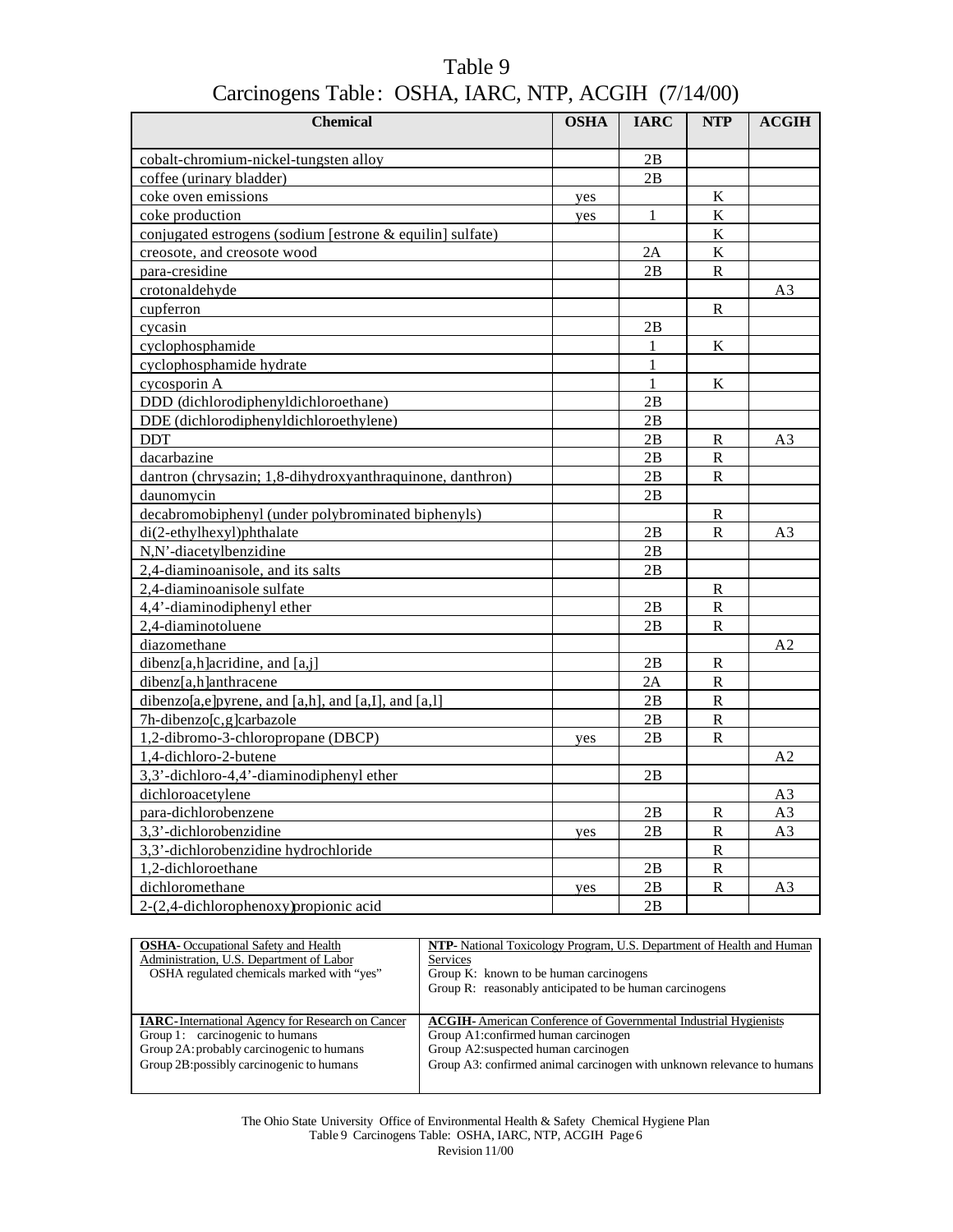# Table 9
## Carcinogens Table: OSHA, IARC, NTP, ACGIH (7/14/00)

| Chemical | OSHA | IARC | NTP | ACGIH |
|---|---|---|---|---|
| cobalt-chromium-nickel-tungsten alloy | | 2B | | |
| coffee (urinary bladder) | | 2B | | |
| coke oven emissions | yes | | K | |
| coke production | yes | 1 | K | |
| conjugated estrogens (sodium [estrone & equilin] sulfate) | | | K | |
| creosote, and creosote wood | | 2A | K | |
| para-cresidine | | 2B | R | |
| crotonaldehyde | | | | A3 |
| cupferron | | | R | |
| cycasin | | 2B | | |
| cyclophosphamide | | 1 | K | |
| cyclophosphamide hydrate | | 1 | | |
| cycosporin A | | 1 | K | |
| DDD (dichlorodiphenyldichloroethane) | | 2B | | |
| DDE (dichlorodiphenyldichloroethylene) | | 2B | | |
| DDT | | 2B | R | A3 |
| dacarbazine | | 2B | R | |
| dantron (chrysazin; 1,8-dihydroxyanthraquinone, danthron) | | 2B | R | |
| daunomycin | | 2B | | |
| decabromobiphenyl (under polybrominated biphenyls) | | | R | |
| di(2-ethylhexyl)phthalate | | 2B | R | A3 |
| N,N'-diacetylbenzidine | | 2B | | |
| 2,4-diaminoanisole, and its salts | | 2B | | |
| 2,4-diaminoanisole sulfate | | | R | |
| 4,4'-diaminodiphenyl ether | | 2B | R | |
| 2,4-diaminotoluene | | 2B | R | |
| diazomethane | | | | A2 |
| dibenz[a,h]acridine, and [a,j] | | 2B | R | |
| dibenz[a,h]anthracene | | 2A | R | |
| dibenzo[a,e]pyrene, and [a,h], and [a,I], and [a,l] | | 2B | R | |
| 7h-dibenzo[c,g]carbazole | | 2B | R | |
| 1,2-dibromo-3-chloropropane (DBCP) | yes | 2B | R | |
| 1,4-dichloro-2-butene | | | | A2 |
| 3,3'-dichloro-4,4'-diaminodiphenyl ether | | 2B | | |
| dichloroacetylene | | | | A3 |
| para-dichlorobenzene | | 2B | R | A3 |
| 3,3'-dichlorobenzidine | yes | 2B | R | A3 |
| 3,3'-dichlorobenzidine hydrochloride | | | R | |
| 1,2-dichloroethane | | 2B | R | |
| dichloromethane | yes | 2B | R | A3 |
| 2-(2,4-dichlorophenoxy)propionic acid | | 2B | | |

| | |
|---|---|
| **OSHA-** Occupational Safety and Health Administration, U.S. Department of Labor<br>OSHA regulated chemicals marked with "yes" | **NTP-** National Toxicology Program, U.S. Department of Health and Human Services<br>Group K: known to be human carcinogens<br>Group R: reasonably anticipated to be human carcinogens |
| **IARC-** International Agency for Research on Cancer<br>Group 1: carcinogenic to humans<br>Group 2A: probably carcinogenic to humans<br>Group 2B: possibly carcinogenic to humans | **ACGIH-** American Conference of Governmental Industrial Hygienists<br>Group A1: confirmed human carcinogen<br>Group A2: suspected human carcinogen<br>Group A3: confirmed animal carcinogen with unknown relevance to humans |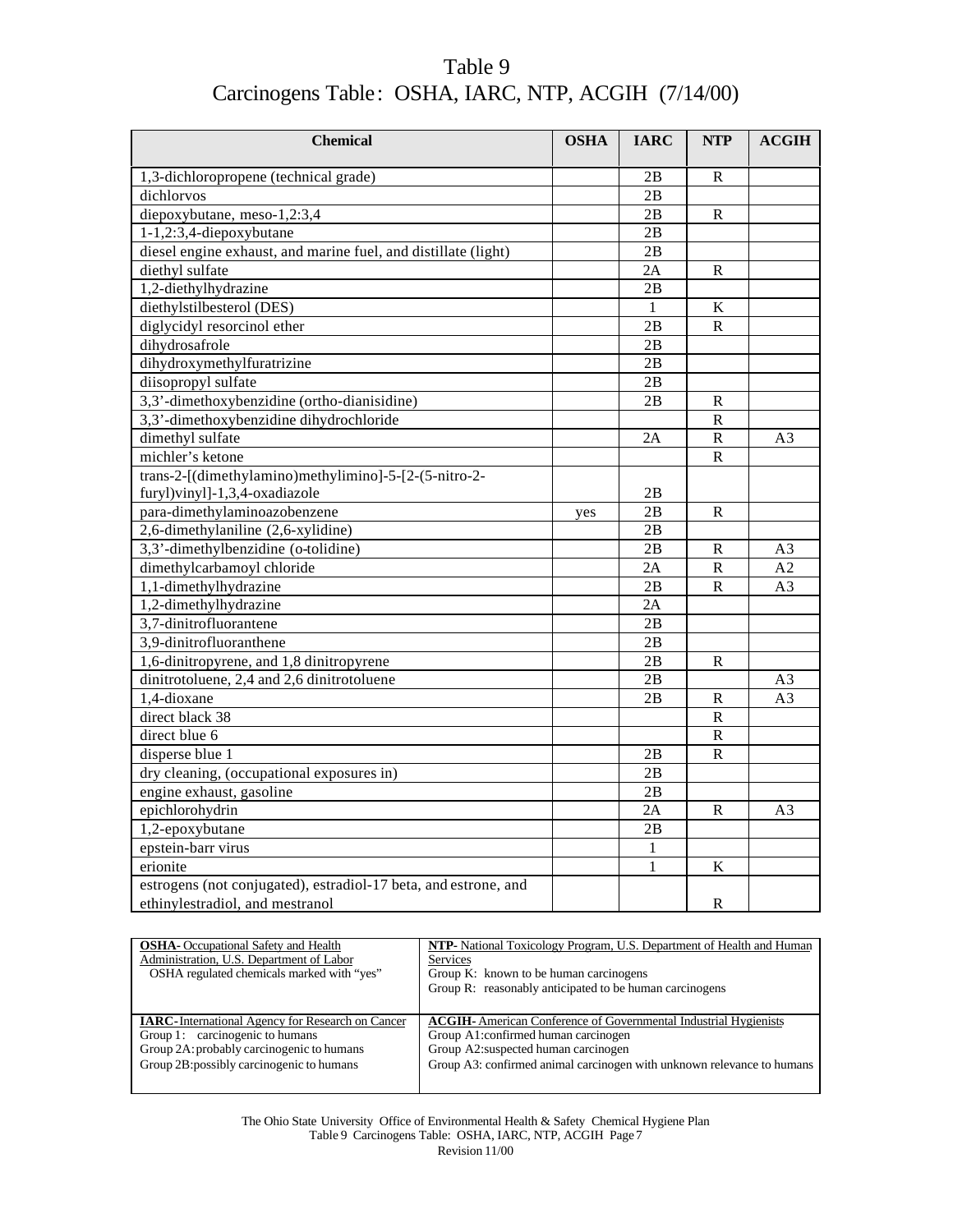# Table 9
## Carcinogens Table: OSHA, IARC, NTP, ACGIH (7/14/00)

| Chemical | OSHA | IARC | NTP | ACGIH |
|---|---|---|---|---|
| 1,3-dichloropropene (technical grade) | | 2B | R | |
| dichlorvos | | 2B | | |
| diepoxybutane, meso-1,2:3,4 | | 2B | R | |
| 1-1,2:3,4-diepoxybutane | | 2B | | |
| diesel engine exhaust, and marine fuel, and distillate (light) | | 2B | | |
| diethyl sulfate | | 2A | R | |
| 1,2-diethylhydrazine | | 2B | | |
| diethylstilbesterol (DES) | | 1 | K | |
| diglycidyl resorcinol ether | | 2B | R | |
| dihydrosafrole | | 2B | | |
| dihydroxymethylfuratrizine | | 2B | | |
| diisopropyl sulfate | | 2B | | |
| 3,3'-dimethoxybenzidine (ortho-dianisidine) | | 2B | R | |
| 3,3'-dimethoxybenzidine dihydrochloride | | | R | |
| dimethyl sulfate | | 2A | R | A3 |
| michler's ketone | | | R | |
| trans-2-[(dimethylamino)methylimino]-5-[2-(5-nitro-2-furyl)vinyl]-1,3,4-oxadiazole | | 2B | | |
| para-dimethylaminoazobenzene | yes | 2B | R | |
| 2,6-dimethylaniline (2,6-xylidine) | | 2B | | |
| 3,3'-dimethylbenzidine (o-tolidine) | | 2B | R | A3 |
| dimethylcarbamoyl chloride | | 2A | R | A2 |
| 1,1-dimethylhydrazine | | 2B | R | A3 |
| 1,2-dimethylhydrazine | | 2A | | |
| 3,7-dinitrofluorantene | | 2B | | |
| 3,9-dinitrofluoranthene | | 2B | | |
| 1,6-dinitropyrene, and 1,8 dinitropyrene | | 2B | R | |
| dinitrotoluene, 2,4 and 2,6 dinitrotoluene | | 2B | | A3 |
| 1,4-dioxane | | 2B | R | A3 |
| direct black 38 | | | R | |
| direct blue 6 | | | R | |
| disperse blue 1 | | 2B | R | |
| dry cleaning, (occupational exposures in) | | 2B | | |
| engine exhaust, gasoline | | 2B | | |
| epichlorohydrin | | 2A | R | A3 |
| 1,2-epoxybutane | | 2B | | |
| epstein-barr virus | | 1 | | |
| erionite | | 1 | K | |
| estrogens (not conjugated), estradiol-17 beta, and estrone, and ethinylestradiol, and mestranol | | | R | |

| | |
|---|---|
| **OSHA**- Occupational Safety and Health Administration, U.S. Department of Labor<br>OSHA regulated chemicals marked with "yes" | **NTP**- National Toxicology Program, U.S. Department of Health and Human Services<br>Group K: known to be human carcinogens<br>Group R: reasonably anticipated to be human carcinogens |
| **IARC**-International Agency for Research on Cancer<br>Group 1: carcinogenic to humans<br>Group 2A: probably carcinogenic to humans<br>Group 2B: possibly carcinogenic to humans | **ACGIH**- American Conference of Governmental Industrial Hygienists<br>Group A1: confirmed human carcinogen<br>Group A2: suspected human carcinogen<br>Group A3: confirmed animal carcinogen with unknown relevance to humans |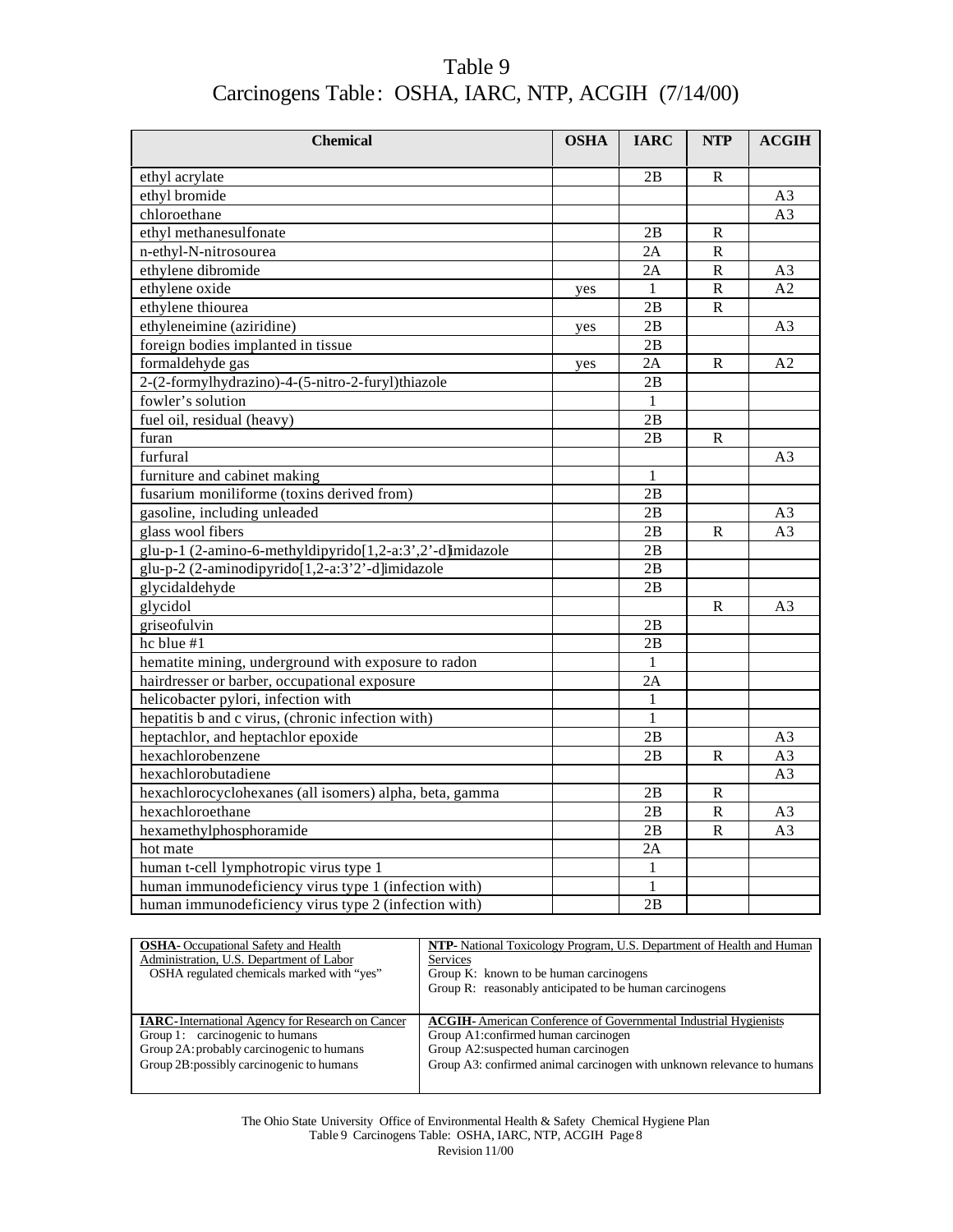# Table 9
# Carcinogens Table: OSHA, IARC, NTP, ACGIH (7/14/00)

| Chemical | OSHA | IARC | NTP | ACGIH |
|---|---|---|---|---|
| ethyl acrylate | | 2B | R | |
| ethyl bromide | | | | A3 |
| chloroethane | | | | A3 |
| ethyl methanesulfonate | | 2B | R | |
| n-ethyl-N-nitrosourea | | 2A | R | |
| ethylene dibromide | | 2A | R | A3 |
| ethylene oxide | yes | 1 | R | A2 |
| ethylene thiourea | | 2B | R | |
| ethyleneimine (aziridine) | yes | 2B | | A3 |
| foreign bodies implanted in tissue | | 2B | | |
| formaldehyde gas | yes | 2A | R | A2 |
| 2-(2-formylhydrazino)-4-(5-nitro-2-furyl)thiazole | | 2B | | |
| fowler's solution | | 1 | | |
| fuel oil, residual (heavy) | | 2B | | |
| furan | | 2B | R | |
| furfural | | | | A3 |
| furniture and cabinet making | | 1 | | |
| fusarium moniliforme (toxins derived from) | | 2B | | |
| gasoline, including unleaded | | 2B | | A3 |
| glass wool fibers | | 2B | R | A3 |
| glu-p-1 (2-amino-6-methyldipyrido[1,2-a:3',2'-d]imidazole | | 2B | | |
| glu-p-2 (2-aminodipyrido[1,2-a:3'2'-d]imidazole | | 2B | | |
| glycidaldehyde | | 2B | | |
| glycidol | | | R | A3 |
| griseofulvin | | 2B | | |
| hc blue #1 | | 2B | | |
| hematite mining, underground with exposure to radon | | 1 | | |
| hairdresser or barber, occupational exposure | | 2A | | |
| helicobacter pylori, infection with | | 1 | | |
| hepatitis b and c virus, (chronic infection with) | | 1 | | |
| heptachlor, and heptachlor epoxide | | 2B | | A3 |
| hexachlorobenzene | | 2B | R | A3 |
| hexachlorobutadiene | | | | A3 |
| hexachlorocyclohexanes (all isomers) alpha, beta, gamma | | 2B | R | |
| hexachloroethane | | 2B | R | A3 |
| hexamethylphosphoramide | | 2B | R | A3 |
| hot mate | | 2A | | |
| human t-cell lymphotropic virus type 1 | | 1 | | |
| human immunodeficiency virus type 1 (infection with) | | 1 | | |
| human immunodeficiency virus type 2 (infection with) | | 2B | | |

| | |
|---|---|
| **OSHA**- Occupational Safety and Health Administration, U.S. Department of Labor<br>OSHA regulated chemicals marked with "yes" | **NTP**- National Toxicology Program, U.S. Department of Health and Human Services<br>Group K: known to be human carcinogens<br>Group R: reasonably anticipated to be human carcinogens |
| **IARC**-International Agency for Research on Cancer<br>Group 1: carcinogenic to humans<br>Group 2A: probably carcinogenic to humans<br>Group 2B: possibly carcinogenic to humans | **ACGIH**- American Conference of Governmental Industrial Hygienists<br>Group A1: confirmed human carcinogen<br>Group A2: suspected human carcinogen<br>Group A3: confirmed animal carcinogen with unknown relevance to humans |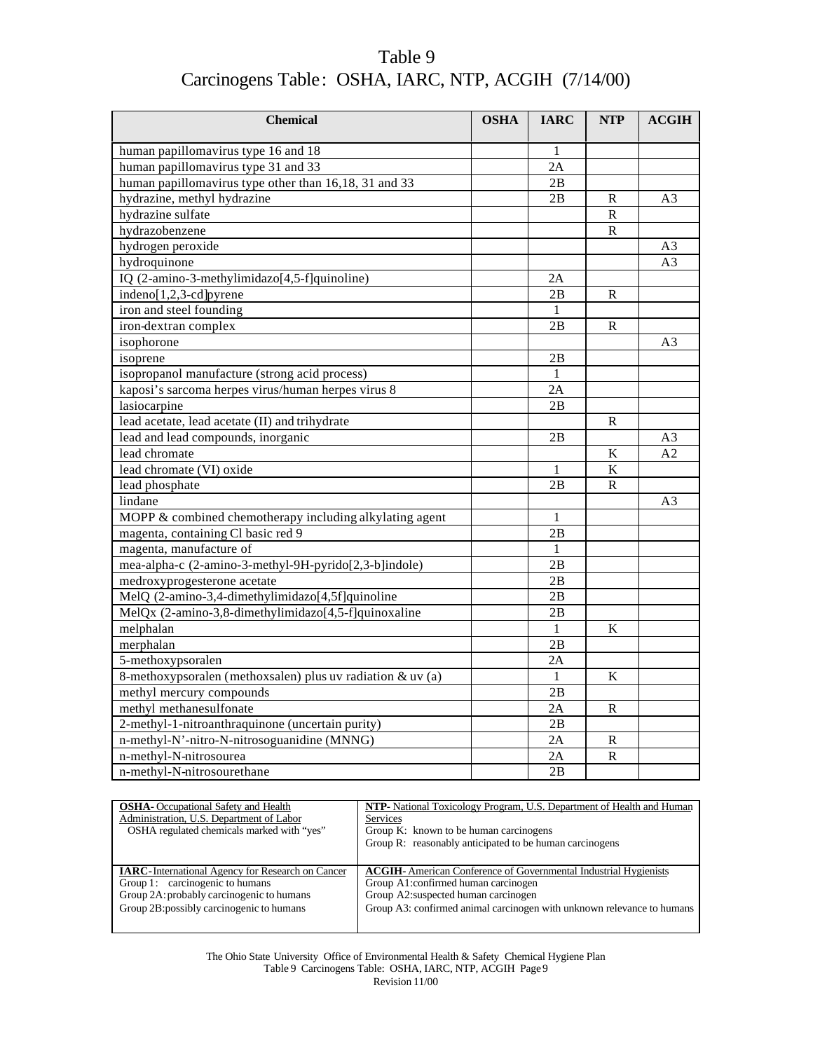# Table 9
## Carcinogens Table: OSHA, IARC, NTP, ACGIH (7/14/00)

| Chemical | OSHA | IARC | NTP | ACGIH |
|---|---|---|---|---|
| human papillomavirus type 16 and 18 | | 1 | | |
| human papillomavirus type 31 and 33 | | 2A | | |
| human papillomavirus type other than 16,18, 31 and 33 | | 2B | | |
| hydrazine, methyl hydrazine | | 2B | R | A3 |
| hydrazine sulfate | | | R | |
| hydrazobenzene | | | R | |
| hydrogen peroxide | | | | A3 |
| hydroquinone | | | | A3 |
| IQ (2-amino-3-methylimidazo[4,5-f]quinoline) | | 2A | | |
| indeno[1,2,3-cd]pyrene | | 2B | R | |
| iron and steel founding | | 1 | | |
| iron-dextran complex | | 2B | R | |
| isophorone | | | | A3 |
| isoprene | | 2B | | |
| isopropanol manufacture (strong acid process) | | 1 | | |
| kaposi's sarcoma herpes virus/human herpes virus 8 | | 2A | | |
| lasiocarpine | | 2B | | |
| lead acetate, lead acetate (II) and trihydrate | | | R | |
| lead and lead compounds, inorganic | | 2B | | A3 |
| lead chromate | | | K | A2 |
| lead chromate (VI) oxide | | 1 | K | |
| lead phosphate | | 2B | R | |
| lindane | | | | A3 |
| MOPP & combined chemotherapy including alkylating agent | | 1 | | |
| magenta, containing Cl basic red 9 | | 2B | | |
| magenta, manufacture of | | 1 | | |
| mea-alpha-c (2-amino-3-methyl-9H-pyrido[2,3-b]indole) | | 2B | | |
| medroxyprogesterone acetate | | 2B | | |
| MelQ (2-amino-3,4-dimethylimidazo[4,5f]quinoline | | 2B | | |
| MelQx (2-amino-3,8-dimethylimidazo[4,5-f]quinoxaline | | 2B | | |
| melphalan | | 1 | K | |
| merphalan | | 2B | | |
| 5-methoxypsoralen | | 2A | | |
| 8-methoxypsoralen (methoxsalen) plus uv radiation & uv (a) | | 1 | K | |
| methyl mercury compounds | | 2B | | |
| methyl methanesulfonate | | 2A | R | |
| 2-methyl-1-nitroanthraquinone (uncertain purity) | | 2B | | |
| n-methyl-N'-nitro-N-nitrosoguanidine (MNNG) | | 2A | R | |
| n-methyl-N-nitrosourea | | 2A | R | |
| n-methyl-N-nitrosourethane | | 2B | | |

| | |
|---|---|
| **OSHA**- Occupational Safety and Health Administration, U.S. Department of Labor<br>OSHA regulated chemicals marked with "yes" | **NTP**- National Toxicology Program, U.S. Department of Health and Human Services<br>Group K: known to be human carcinogens<br>Group R: reasonably anticipated to be human carcinogens |
| **IARC**-International Agency for Research on Cancer<br>Group 1: carcinogenic to humans<br>Group 2A: probably carcinogenic to humans<br>Group 2B: possibly carcinogenic to humans | **ACGIH**- American Conference of Governmental Industrial Hygienists<br>Group A1: confirmed human carcinogen<br>Group A2: suspected human carcinogen<br>Group A3: confirmed animal carcinogen with unknown relevance to humans |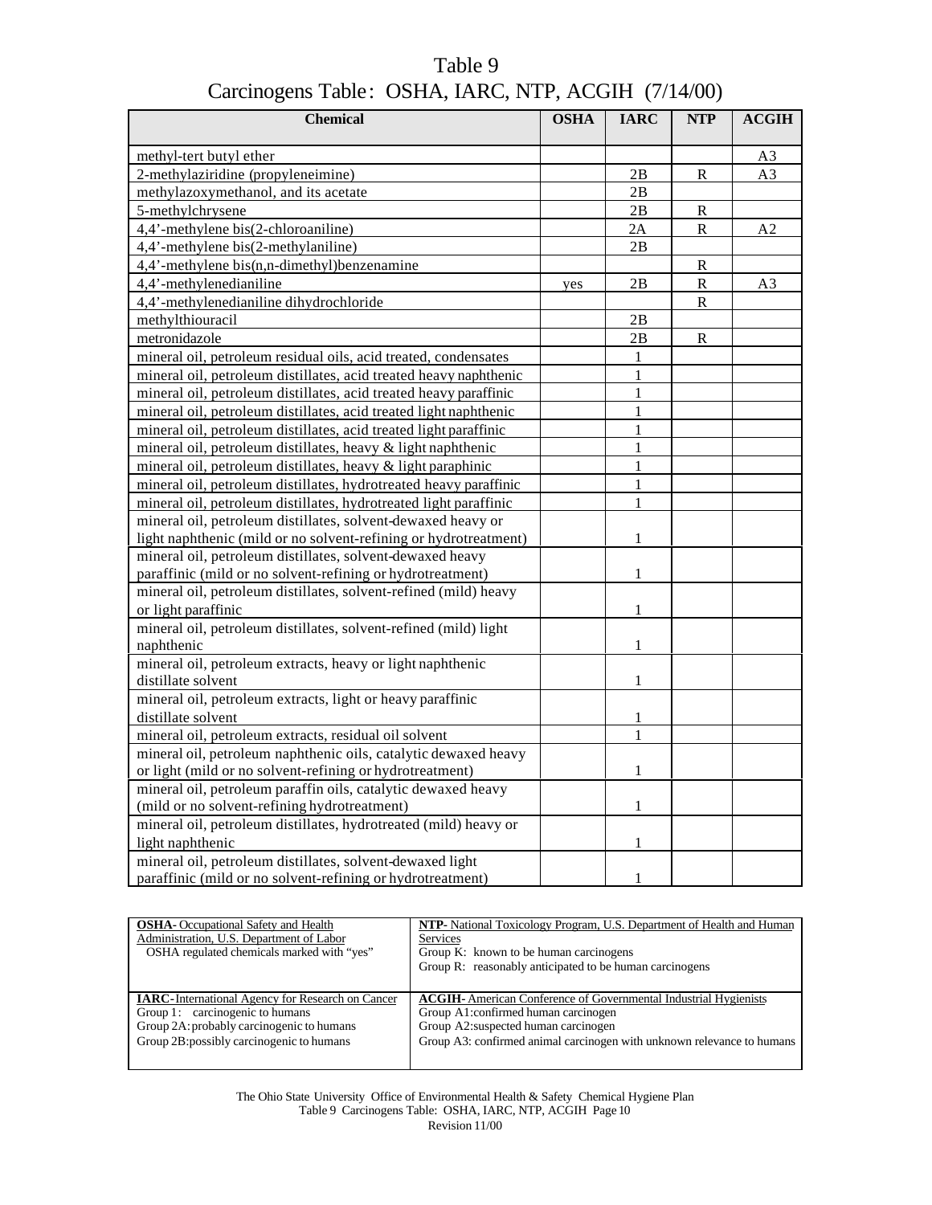# Table 9

## Carcinogens Table: OSHA, IARC, NTP, ACGIH (7/14/00)

| Chemical | OSHA | IARC | NTP | ACGIH |
|---|---|---|---|---|
| methyl-tert butyl ether | | | | A3 |
| 2-methylaziridine (propyleneimine) | | 2B | R | A3 |
| methylazoxymethanol, and its acetate | | 2B | | |
| 5-methylchrysene | | 2B | R | |
| 4,4'-methylene bis(2-chloroaniline) | | 2A | R | A2 |
| 4,4'-methylene bis(2-methylaniline) | | 2B | | |
| 4,4'-methylene bis(n,n-dimethyl)benzenamine | | | R | |
| 4,4'-methylenedianiline | yes | 2B | R | A3 |
| 4,4'-methylenedianiline dihydrochloride | | | R | |
| methylthiouracil | | 2B | | |
| metronidazole | | 2B | R | |
| mineral oil, petroleum residual oils, acid treated, condensates | | 1 | | |
| mineral oil, petroleum distillates, acid treated heavy naphthenic | | 1 | | |
| mineral oil, petroleum distillates, acid treated heavy paraffinic | | 1 | | |
| mineral oil, petroleum distillates, acid treated light naphthenic | | 1 | | |
| mineral oil, petroleum distillates, acid treated light paraffinic | | 1 | | |
| mineral oil, petroleum distillates, heavy & light naphthenic | | 1 | | |
| mineral oil, petroleum distillates, heavy & light paraphinic | | 1 | | |
| mineral oil, petroleum distillates, hydrotreated heavy paraffinic | | 1 | | |
| mineral oil, petroleum distillates, hydrotreated light paraffinic | | 1 | | |
| mineral oil, petroleum distillates, solvent-dewaxed heavy or light naphthenic (mild or no solvent-refining or hydrotreatment) | | 1 | | |
| mineral oil, petroleum distillates, solvent-dewaxed heavy paraffinic (mild or no solvent-refining or hydrotreatment) | | 1 | | |
| mineral oil, petroleum distillates, solvent-refined (mild) heavy or light paraffinic | | 1 | | |
| mineral oil, petroleum distillates, solvent-refined (mild) light naphthenic | | 1 | | |
| mineral oil, petroleum extracts, heavy or light naphthenic distillate solvent | | 1 | | |
| mineral oil, petroleum extracts, light or heavy paraffinic distillate solvent | | 1 | | |
| mineral oil, petroleum extracts, residual oil solvent | | 1 | | |
| mineral oil, petroleum naphthenic oils, catalytic dewaxed heavy or light (mild or no solvent-refining or hydrotreatment) | | 1 | | |
| mineral oil, petroleum paraffin oils, catalytic dewaxed heavy (mild or no solvent-refining hydrotreatment) | | 1 | | |
| mineral oil, petroleum distillates, hydrotreated (mild) heavy or light naphthenic | | 1 | | |
| mineral oil, petroleum distillates, solvent-dewaxed light paraffinic (mild or no solvent-refining or hydrotreatment) | | 1 | | |

| | |
|---|---|
| **OSHA**- Occupational Safety and Health Administration, U.S. Department of Labor<br>OSHA regulated chemicals marked with "yes" | **NTP**- National Toxicology Program, U.S. Department of Health and Human Services<br>Group K: known to be human carcinogens<br>Group R: reasonably anticipated to be human carcinogens |
| **IARC**-International Agency for Research on Cancer<br>Group 1: carcinogenic to humans<br>Group 2A: probably carcinogenic to humans<br>Group 2B: possibly carcinogenic to humans | **ACGIH**- American Conference of Governmental Industrial Hygienists<br>Group A1: confirmed human carcinogen<br>Group A2: suspected human carcinogen<br>Group A3: confirmed animal carcinogen with unknown relevance to humans |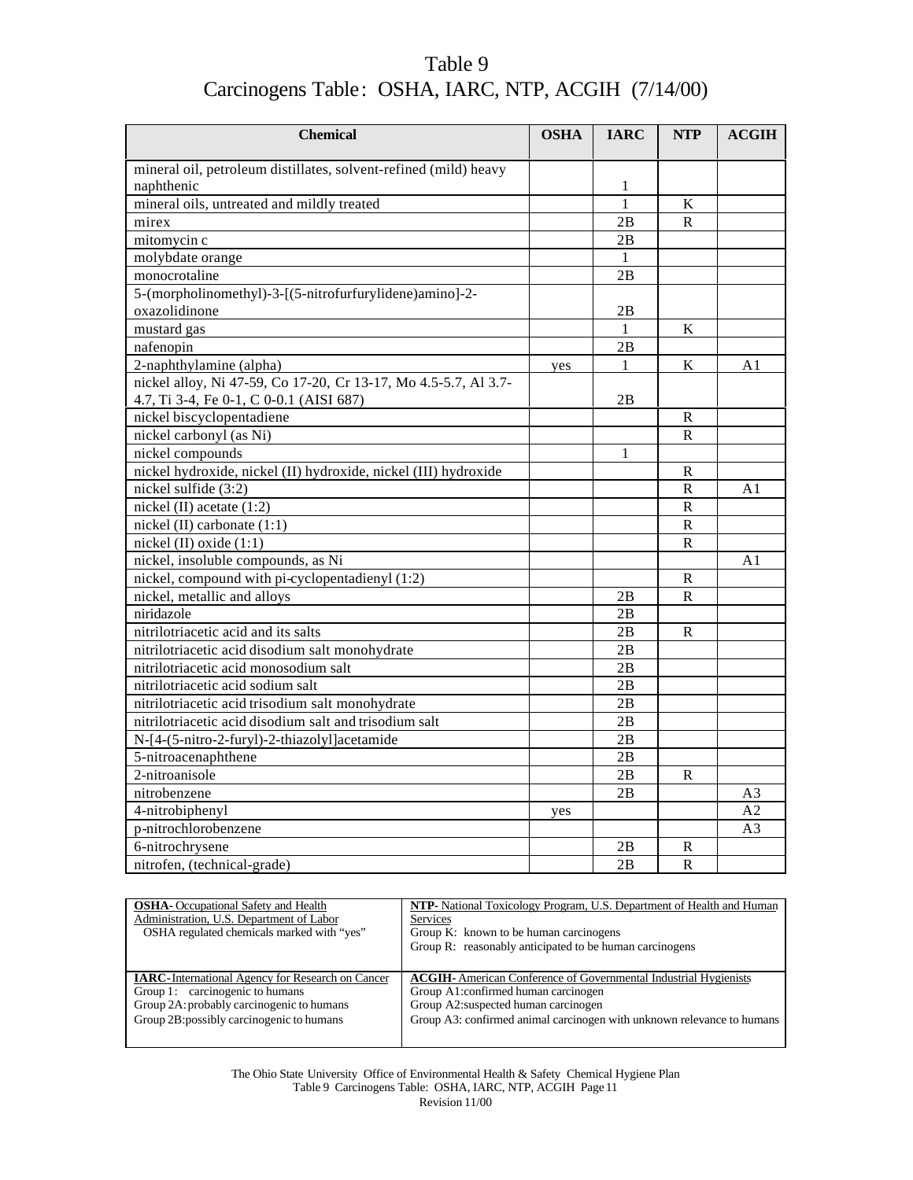# Table 9
## Carcinogens Table: OSHA, IARC, NTP, ACGIH (7/14/00)

| Chemical | OSHA | IARC | NTP | ACGIH |
|---|---|---|---|---|
| mineral oil, petroleum distillates, solvent-refined (mild) heavy naphthenic | | 1 | | |
| mineral oils, untreated and mildly treated | | 1 | K | |
| mirex | | 2B | R | |
| mitomycin c | | 2B | | |
| molybdate orange | | 1 | | |
| monocrotaline | | 2B | | |
| 5-(morpholinomethyl)-3-[(5-nitrofurfurylidene)amino]-2-oxazolidinone | | 2B | | |
| mustard gas | | 1 | K | |
| nafenopin | | 2B | | |
| 2-naphthylamine (alpha) | yes | 1 | K | A1 |
| nickel alloy, Ni 47-59, Co 17-20, Cr 13-17, Mo 4.5-5.7, Al 3.7-4.7, Ti 3-4, Fe 0-1, C 0-0.1 (AISI 687) | | 2B | | |
| nickel biscyclopentadiene | | | R | |
| nickel carbonyl (as Ni) | | | R | |
| nickel compounds | | 1 | | |
| nickel hydroxide, nickel (II) hydroxide, nickel (III) hydroxide | | | R | |
| nickel sulfide (3:2) | | | R | A1 |
| nickel (II) acetate (1:2) | | | R | |
| nickel (II) carbonate (1:1) | | | R | |
| nickel (II) oxide (1:1) | | | R | |
| nickel, insoluble compounds, as Ni | | | | A1 |
| nickel, compound with pi-cyclopentadienyl (1:2) | | | R | |
| nickel, metallic and alloys | | 2B | R | |
| niridazole | | 2B | | |
| nitrilotriacetic acid and its salts | | 2B | R | |
| nitrilotriacetic acid disodium salt monohydrate | | 2B | | |
| nitrilotriacetic acid monosodium salt | | 2B | | |
| nitrilotriacetic acid sodium salt | | 2B | | |
| nitrilotriacetic acid trisodium salt monohydrate | | 2B | | |
| nitrilotriacetic acid disodium salt and trisodium salt | | 2B | | |
| N-[4-(5-nitro-2-furyl)-2-thiazolyl]acetamide | | 2B | | |
| 5-nitroacenaphthene | | 2B | | |
| 2-nitroanisole | | 2B | R | |
| nitrobenzene | | 2B | | A3 |
| 4-nitrobiphenyl | yes | | | A2 |
| p-nitrochlorobenzene | | | | A3 |
| 6-nitrochrysene | | 2B | R | |
| nitrofen, (technical-grade) | | 2B | R | |

| | |
|---|---|
| **OSHA**- Occupational Safety and Health Administration, U.S. Department of Labor<br>OSHA regulated chemicals marked with "yes" | **NTP**- National Toxicology Program, U.S. Department of Health and Human Services<br>Group K: known to be human carcinogens<br>Group R: reasonably anticipated to be human carcinogens |
| **IARC**-International Agency for Research on Cancer<br>Group 1: carcinogenic to humans<br>Group 2A: probably carcinogenic to humans<br>Group 2B: possibly carcinogenic to humans | **ACGIH**- American Conference of Governmental Industrial Hygienists<br>Group A1: confirmed human carcinogen<br>Group A2: suspected human carcinogen<br>Group A3: confirmed animal carcinogen with unknown relevance to humans |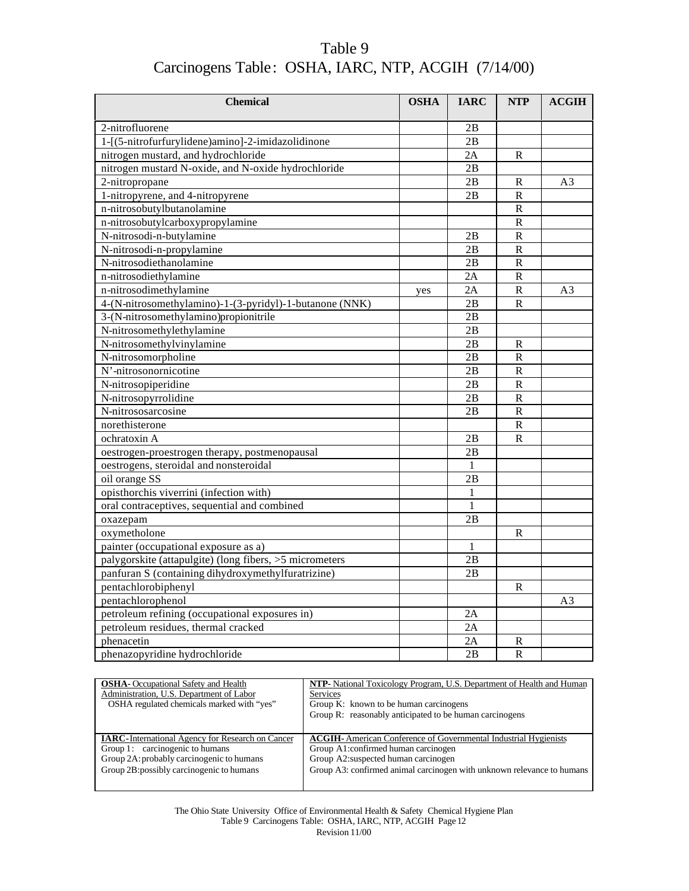# Table 9
## Carcinogens Table: OSHA, IARC, NTP, ACGIH (7/14/00)

| Chemical | OSHA | IARC | NTP | ACGIH |
|---|---|---|---|---|
| 2-nitrofluorene | | 2B | | |
| 1-[(5-nitrofurfurylidene)amino]-2-imidazolidinone | | 2B | | |
| nitrogen mustard, and hydrochloride | | 2A | R | |
| nitrogen mustard N-oxide, and N-oxide hydrochloride | | 2B | | |
| 2-nitropropane | | 2B | R | A3 |
| 1-nitropyrene, and 4-nitropyrene | | 2B | R | |
| n-nitrosobutylbutanolamine | | | R | |
| n-nitrosobutylcarboxypropylamine | | | R | |
| N-nitrosodi-n-butylamine | | 2B | R | |
| N-nitrosodi-n-propylamine | | 2B | R | |
| N-nitrosodiethanolamine | | 2B | R | |
| n-nitrosodiethylamine | | 2A | R | |
| n-nitrosodimethylamine | yes | 2A | R | A3 |
| 4-(N-nitrosomethylamino)-1-(3-pyridyl)-1-butanone (NNK) | | 2B | R | |
| 3-(N-nitrosomethylamino)propionitrile | | 2B | | |
| N-nitrosomethylethylamine | | 2B | | |
| N-nitrosomethylvinylamine | | 2B | R | |
| N-nitrosomorpholine | | 2B | R | |
| N'-nitrosonornicotine | | 2B | R | |
| N-nitrosopiperidine | | 2B | R | |
| N-nitrosopyrrolidine | | 2B | R | |
| N-nitrososarcosine | | 2B | R | |
| norethisterone | | | R | |
| ochratoxin A | | 2B | R | |
| oestrogen-proestrogen therapy, postmenopausal | | 2B | | |
| oestrogens, steroidal and nonsteroidal | | 1 | | |
| oil orange SS | | 2B | | |
| opisthorchis viverrini (infection with) | | 1 | | |
| oral contraceptives, sequential and combined | | 1 | | |
| oxazepam | | 2B | | |
| oxymetholone | | | R | |
| painter (occupational exposure as a) | | 1 | | |
| palygorskite (attapulgite) (long fibers, >5 micrometers | | 2B | | |
| panfuran S (containing dihydroxymethylfuratrizine) | | 2B | | |
| pentachlorobiphenyl | | | R | |
| pentachlorophenol | | | | A3 |
| petroleum refining (occupational exposures in) | | 2A | | |
| petroleum residues, thermal cracked | | 2A | | |
| phenacetin | | 2A | R | |
| phenazopyridine hydrochloride | | 2B | R | |

| | |
|---|---|
| **OSHA**- Occupational Safety and Health Administration, U.S. Department of Labor<br>OSHA regulated chemicals marked with "yes" | **NTP**- National Toxicology Program, U.S. Department of Health and Human Services<br>Group K: known to be human carcinogens<br>Group R: reasonably anticipated to be human carcinogens |
| **IARC**-International Agency for Research on Cancer<br>Group 1: carcinogenic to humans<br>Group 2A: probably carcinogenic to humans<br>Group 2B: possibly carcinogenic to humans | **ACGIH**- American Conference of Governmental Industrial Hygienists<br>Group A1: confirmed human carcinogen<br>Group A2: suspected human carcinogen<br>Group A3: confirmed animal carcinogen with unknown relevance to humans |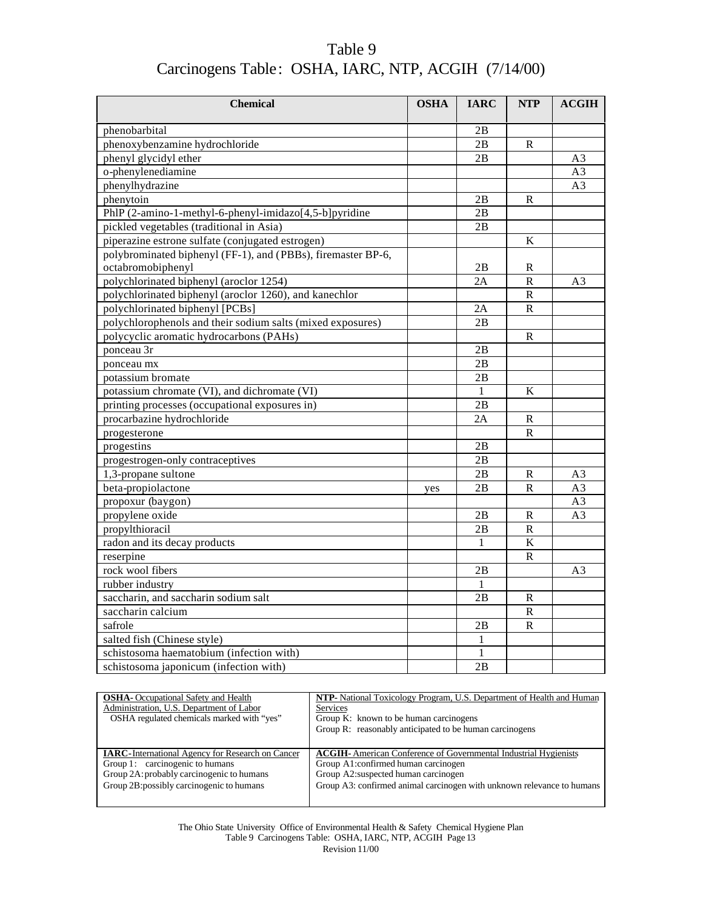# Table 9
## Carcinogens Table: OSHA, IARC, NTP, ACGIH (7/14/00)

| Chemical | OSHA | IARC | NTP | ACGIH |
|---|---|---|---|---|
| phenobarbital | | 2B | | |
| phenoxybenzamine hydrochloride | | 2B | R | |
| phenyl glycidyl ether | | 2B | | A3 |
| o-phenylenediamine | | | | A3 |
| phenylhydrazine | | | | A3 |
| phenytoin | | 2B | R | |
| PhlP (2-amino-1-methyl-6-phenyl-imidazo[4,5-b]pyridine | | 2B | | |
| pickled vegetables (traditional in Asia) | | 2B | | |
| piperazine estrone sulfate (conjugated estrogen) | | | K | |
| polybrominated biphenyl (FF-1), and (PBBs), firemaster BP-6, octabromobiphenyl | | 2B | R | |
| polychlorinated biphenyl (aroclor 1254) | | 2A | R | A3 |
| polychlorinated biphenyl (aroclor 1260), and kanechlor | | | R | |
| polychlorinated biphenyl [PCBs] | | 2A | R | |
| polychlorophenols and their sodium salts (mixed exposures) | | 2B | | |
| polycyclic aromatic hydrocarbons (PAHs) | | | R | |
| ponceau 3r | | 2B | | |
| ponceau mx | | 2B | | |
| potassium bromate | | 2B | | |
| potassium chromate (VI), and dichromate (VI) | | 1 | K | |
| printing processes (occupational exposures in) | | 2B | | |
| procarbazine hydrochloride | | 2A | R | |
| progesterone | | | R | |
| progestins | | 2B | | |
| progestrogen-only contraceptives | | 2B | | |
| 1,3-propane sultone | | 2B | R | A3 |
| beta-propiolactone | yes | 2B | R | A3 |
| propoxur (baygon) | | | | A3 |
| propylene oxide | | 2B | R | A3 |
| propylthioracil | | 2B | R | |
| radon and its decay products | | 1 | K | |
| reserpine | | | R | |
| rock wool fibers | | 2B | | A3 |
| rubber industry | | 1 | | |
| saccharin, and saccharin sodium salt | | 2B | R | |
| saccharin calcium | | | R | |
| safrole | | 2B | R | |
| salted fish (Chinese style) | | 1 | | |
| schistosoma haematobium (infection with) | | 1 | | |
| schistosoma japonicum (infection with) | | 2B | | |

| | |
|---|---|
| **OSHA**- Occupational Safety and Health Administration, U.S. Department of Labor<br>OSHA regulated chemicals marked with "yes" | **NTP**- National Toxicology Program, U.S. Department of Health and Human Services<br>Group K: known to be human carcinogens<br>Group R: reasonably anticipated to be human carcinogens |
| **IARC**-International Agency for Research on Cancer<br>Group 1: carcinogenic to humans<br>Group 2A: probably carcinogenic to humans<br>Group 2B: possibly carcinogenic to humans | **ACGIH**- American Conference of Governmental Industrial Hygienists<br>Group A1: confirmed human carcinogen<br>Group A2: suspected human carcinogen<br>Group A3: confirmed animal carcinogen with unknown relevance to humans |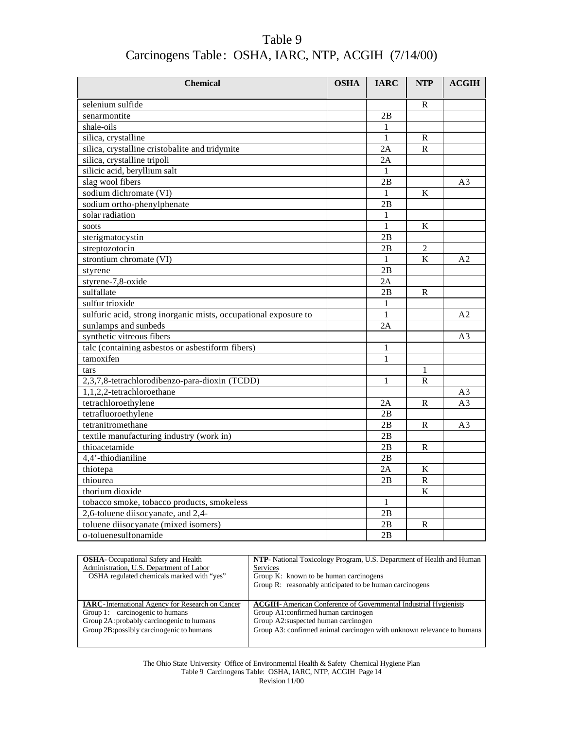# Table 9
## Carcinogens Table: OSHA, IARC, NTP, ACGIH (7/14/00)

| Chemical | OSHA | IARC | NTP | ACGIH |
|---|---|---|---|---|
| selenium sulfide | | | R | |
| senarmontite | | 2B | | |
| shale-oils | | 1 | | |
| silica, crystalline | | 1 | R | |
| silica, crystalline cristobalite and tridymite | | 2A | R | |
| silica, crystalline tripoli | | 2A | | |
| silicic acid, beryllium salt | | 1 | | |
| slag wool fibers | | 2B | | A3 |
| sodium dichromate (VI) | | 1 | K | |
| sodium ortho-phenylphenate | | 2B | | |
| solar radiation | | 1 | | |
| soots | | 1 | K | |
| sterigmatocystin | | 2B | | |
| streptozotocin | | 2B | 2 | |
| strontium chromate (VI) | | 1 | K | A2 |
| styrene | | 2B | | |
| styrene-7,8-oxide | | 2A | | |
| sulfallate | | 2B | R | |
| sulfur trioxide | | 1 | | |
| sulfuric acid, strong inorganic mists, occupational exposure to | | 1 | | A2 |
| sunlamps and sunbeds | | 2A | | |
| synthetic vitreous fibers | | | | A3 |
| talc (containing asbestos or asbestiform fibers) | | 1 | | |
| tamoxifen | | 1 | | |
| tars | | | 1 | |
| 2,3,7,8-tetrachlorodibenzo-para-dioxin (TCDD) | | 1 | R | |
| 1,1,2,2-tetrachloroethane | | | | A3 |
| tetrachloroethylene | | 2A | R | A3 |
| tetrafluoroethylene | | 2B | | |
| tetranitromethane | | 2B | R | A3 |
| textile manufacturing industry (work in) | | 2B | | |
| thioacetamide | | 2B | R | |
| 4,4'-thiodianiline | | 2B | | |
| thiotepa | | 2A | K | |
| thiourea | | 2B | R | |
| thorium dioxide | | | K | |
| tobacco smoke, tobacco products, smokeless | | 1 | | |
| 2,6-toluene diisocyanate, and 2,4- | | 2B | | |
| toluene diisocyanate (mixed isomers) | | 2B | R | |
| o-toluenesulfonamide | | 2B | | |

| | |
|---|---|
| **OSHA**- Occupational Safety and Health Administration, U.S. Department of Labor<br>OSHA regulated chemicals marked with "yes" | **NTP**- National Toxicology Program, U.S. Department of Health and Human Services<br>Group K: known to be human carcinogens<br>Group R: reasonably anticipated to be human carcinogens |
| **IARC**-International Agency for Research on Cancer<br>Group 1: carcinogenic to humans<br>Group 2A: probably carcinogenic to humans<br>Group 2B: possibly carcinogenic to humans | **ACGIH**- American Conference of Governmental Industrial Hygienists<br>Group A1: confirmed human carcinogen<br>Group A2: suspected human carcinogen<br>Group A3: confirmed animal carcinogen with unknown relevance to humans |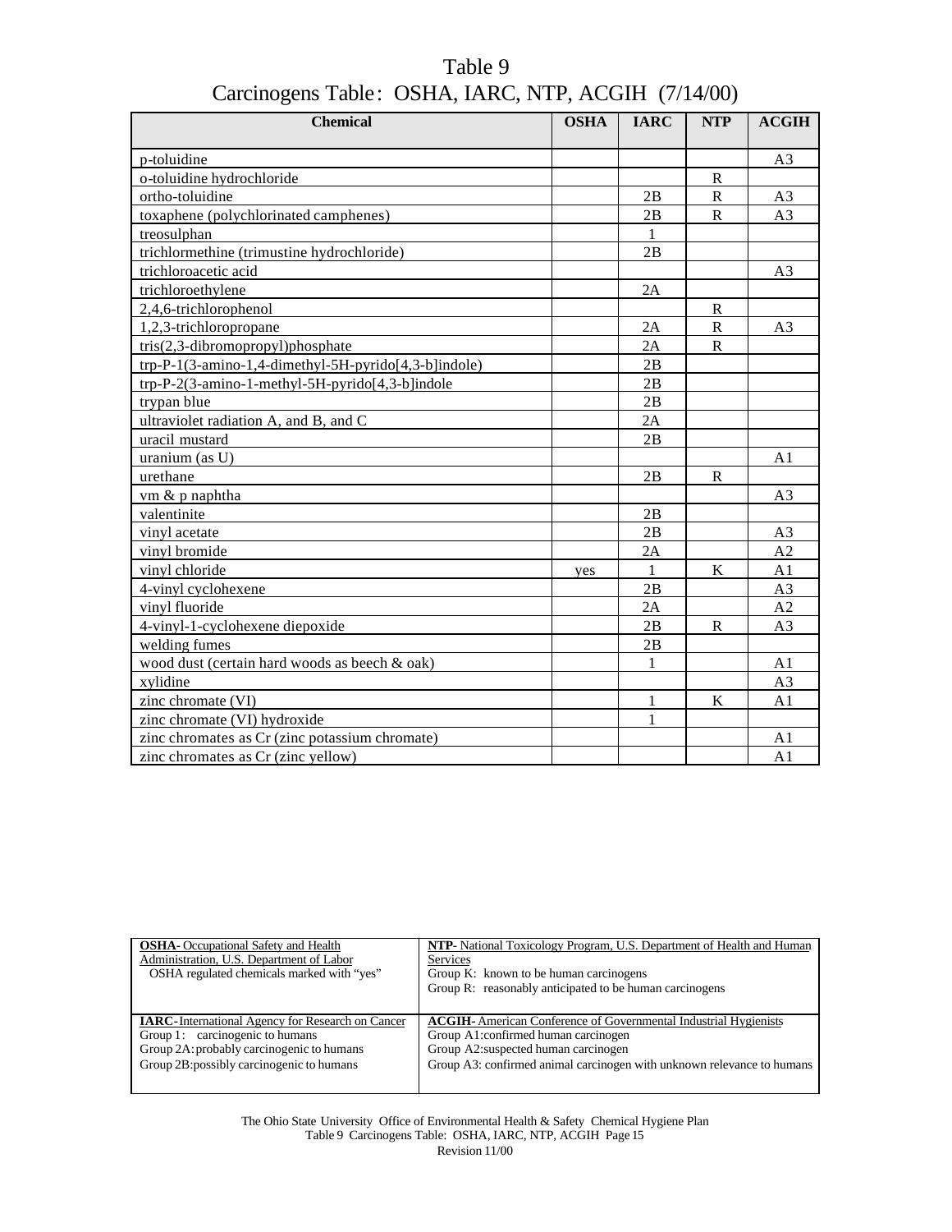# Table 9
## Carcinogens Table: OSHA, IARC, NTP, ACGIH (7/14/00)

| Chemical | OSHA | IARC | NTP | ACGIH |
|---|---|---|---|---|
| p-toluidine | | | | A3 |
| o-toluidine hydrochloride | | | R | |
| ortho-toluidine | | 2B | R | A3 |
| toxaphene (polychlorinated camphenes) | | 2B | R | A3 |
| treosulphan | | 1 | | |
| trichlormethine (trimustine hydrochloride) | | 2B | | |
| trichloroacetic acid | | | | A3 |
| trichloroethylene | | 2A | | |
| 2,4,6-trichlorophenol | | | R | |
| 1,2,3-trichloropropane | | 2A | R | A3 |
| tris(2,3-dibromopropyl)phosphate | | 2A | R | |
| trp-P-1(3-amino-1,4-dimethyl-5H-pyrido[4,3-b]indole) | | 2B | | |
| trp-P-2(3-amino-1-methyl-5H-pyrido[4,3-b]indole | | 2B | | |
| trypan blue | | 2B | | |
| ultraviolet radiation A, and B, and C | | 2A | | |
| uracil mustard | | 2B | | |
| uranium (as U) | | | | A1 |
| urethane | | 2B | R | |
| vm & p naphtha | | | | A3 |
| valentinite | | 2B | | |
| vinyl acetate | | 2B | | A3 |
| vinyl bromide | | 2A | | A2 |
| vinyl chloride | yes | 1 | K | A1 |
| 4-vinyl cyclohexene | | 2B | | A3 |
| vinyl fluoride | | 2A | | A2 |
| 4-vinyl-1-cyclohexene diepoxide | | 2B | R | A3 |
| welding fumes | | 2B | | |
| wood dust (certain hard woods as beech & oak) | | 1 | | A1 |
| xylidine | | | | A3 |
| zinc chromate (VI) | | 1 | K | A1 |
| zinc chromate (VI) hydroxide | | 1 | | |
| zinc chromates as Cr (zinc potassium chromate) | | | | A1 |
| zinc chromates as Cr (zinc yellow) | | | | A1 |

| | |
|---|---|
| **OSHA**- Occupational Safety and Health Administration, U.S. Department of Labor<br>OSHA regulated chemicals marked with "yes" | **NTP**- National Toxicology Program, U.S. Department of Health and Human Services<br>Group K: known to be human carcinogens<br>Group R: reasonably anticipated to be human carcinogens |
| **IARC**-International Agency for Research on Cancer<br>Group 1: carcinogenic to humans<br>Group 2A: probably carcinogenic to humans<br>Group 2B: possibly carcinogenic to humans | **ACGIH**- American Conference of Governmental Industrial Hygienists<br>Group A1: confirmed human carcinogen<br>Group A2: suspected human carcinogen<br>Group A3: confirmed animal carcinogen with unknown relevance to humans |